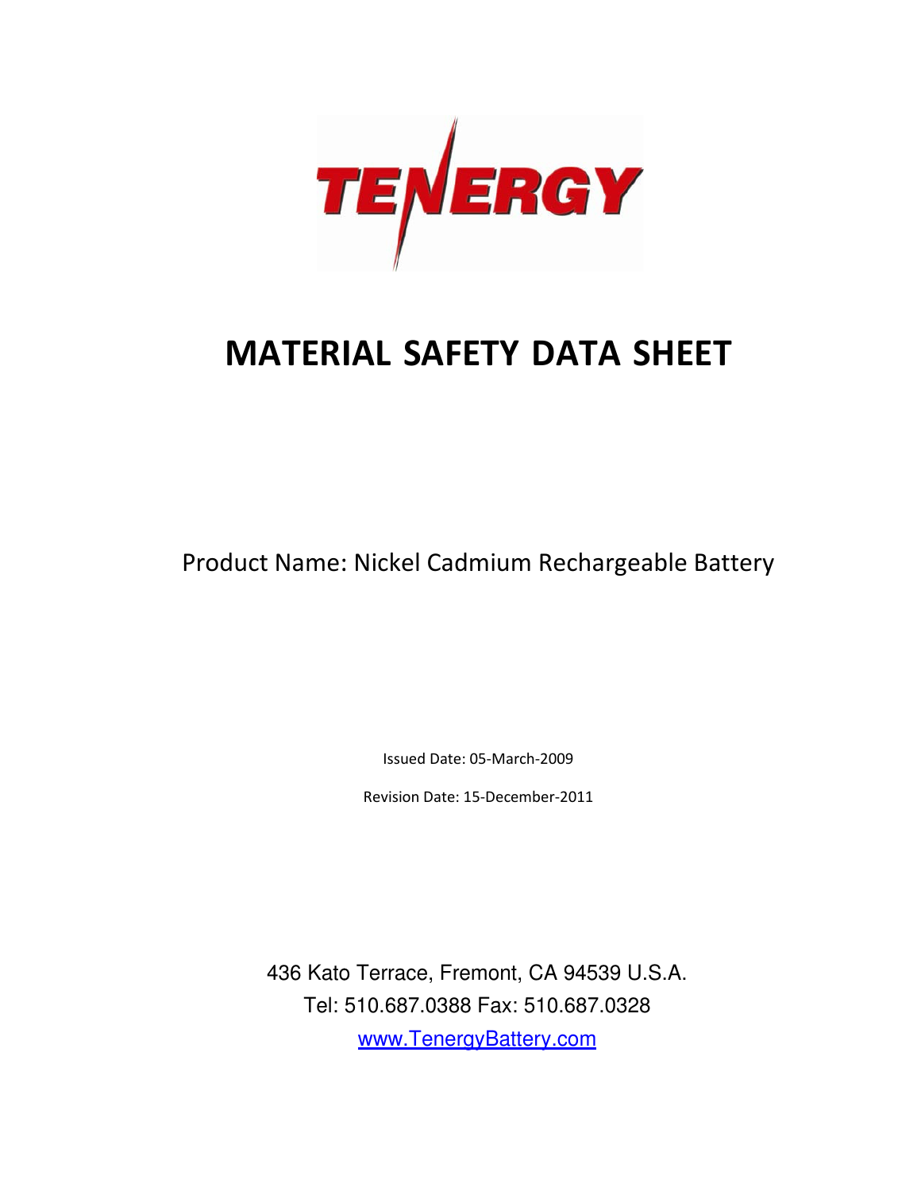TENERGY

# MATERIAL SAFETY DATA SHEET

Product Name: Nickel Cadmium Rechargeable Battery

Issued Date: 05-March-2009

Revision Date: 15-December-2011

436 Kato Terrace, Fremont, CA 94539 U.S.A.

Tel: 510.687.0388 Fax: 510.687.0328

[www.TenergyBattery.com](http://www.TenergyBattery.com)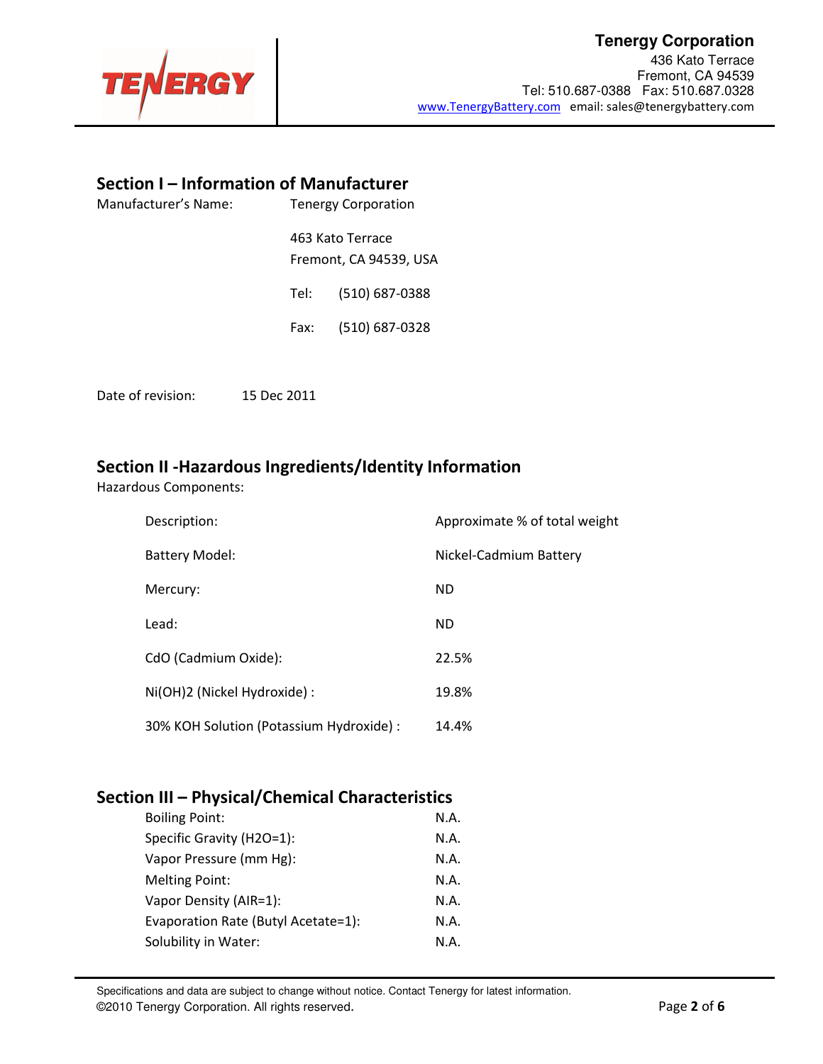## Section I – Information of Manufacturer

Manufacturer's Name: Tenergy Corporation

463 Kato Terrace
Fremont, CA 94539, USA

Tel: (510) 687-0388

Fax: (510) 687-0328

Date of revision: 15 Dec 2011

## Section II -Hazardous Ingredients/Identity Information

Hazardous Components:

| Description: | Approximate % of total weight |
|---|---|
| Battery Model: | Nickel-Cadmium Battery |
| Mercury: | ND |
| Lead: | ND |
| CdO (Cadmium Oxide): | 22.5% |
| $Ni(OH)_2$ (Nickel Hydroxide) : | 19.8% |
| 30% KOH Solution (Potassium Hydroxide) : | 14.4% |

## Section III – Physical/Chemical Characteristics

| | |
|---|---|
| Boiling Point: | N.A. |
| Specific Gravity ($H_2O$=1): | N.A. |
| Vapor Pressure (mm Hg): | N.A. |
| Melting Point: | N.A. |
| Vapor Density (AIR=1): | N.A. |
| Evaporation Rate (Butyl Acetate=1): | N.A. |
| Solubility in Water: | N.A. |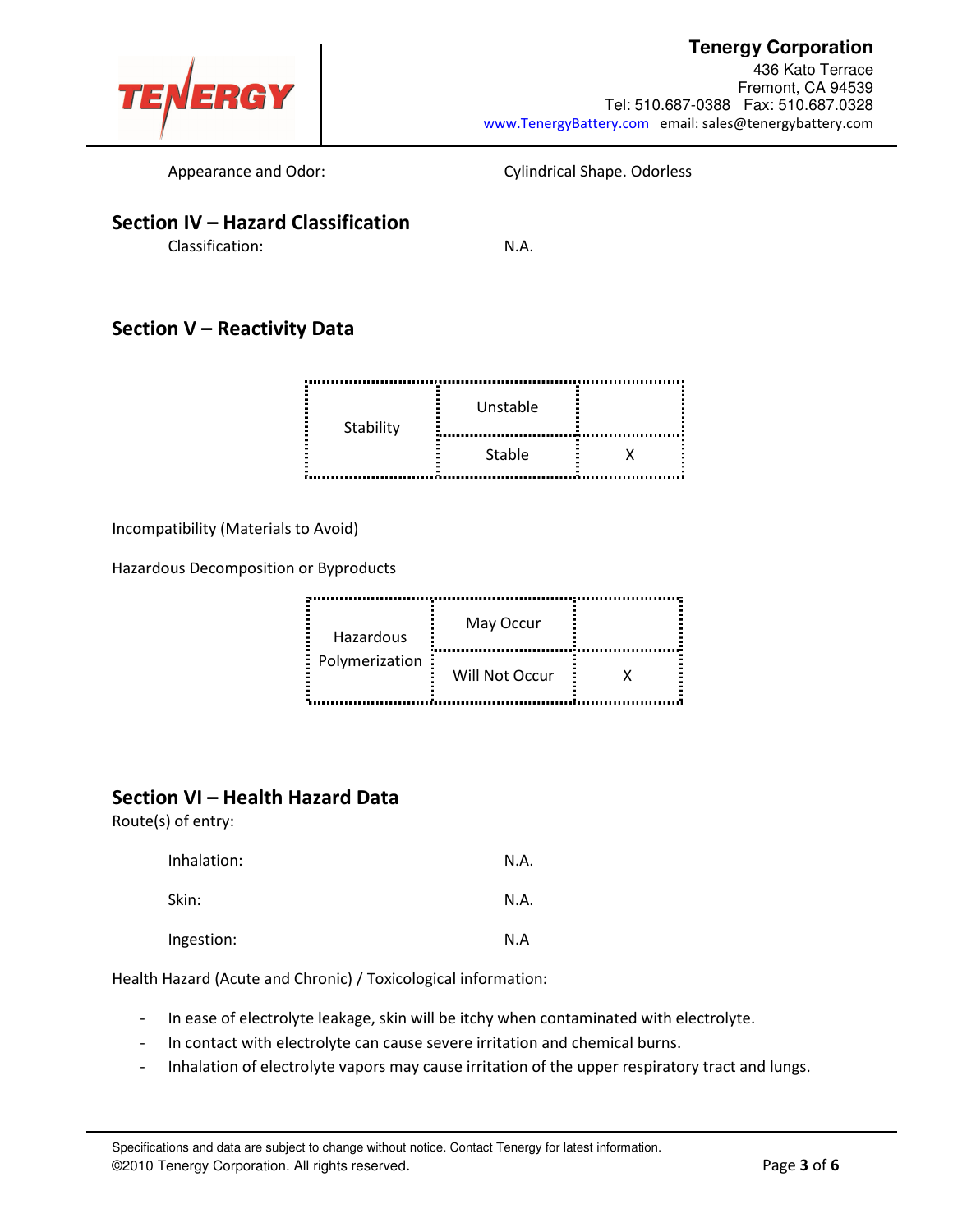Appearance and Odor: Cylindrical Shape. Odorless

## Section IV – Hazard Classification

Classification: N.A.

## Section V – Reactivity Data

| Stability | | |
|---|---|---|
| Stability | Unstable | |
| | Stable | X |

Incompatibility (Materials to Avoid)

Hazardous Decomposition or Byproducts

| Hazardous Polymerization | | |
|---|---|---|
| Hazardous Polymerization | May Occur | |
| | Will Not Occur | X |

## Section VI – Health Hazard Data

Route(s) of entry:

Inhalation: N.A.

Skin: N.A.

Ingestion: N.A

Health Hazard (Acute and Chronic) / Toxicological information:

- In ease of electrolyte leakage, skin will be itchy when contaminated with electrolyte.
- In contact with electrolyte can cause severe irritation and chemical burns.
- Inhalation of electrolyte vapors may cause irritation of the upper respiratory tract and lungs.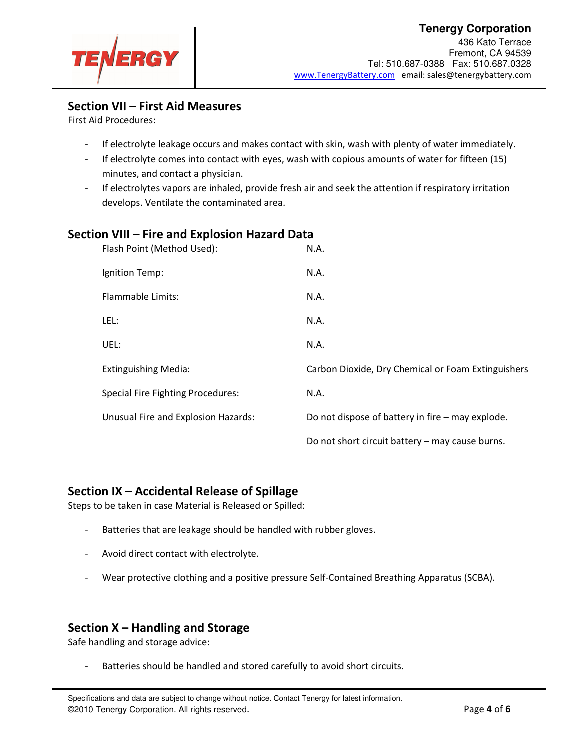## Section VII – First Aid Measures

First Aid Procedures:

- If electrolyte leakage occurs and makes contact with skin, wash with plenty of water immediately.
- If electrolyte comes into contact with eyes, wash with copious amounts of water for fifteen (15) minutes, and contact a physician.
- If electrolytes vapors are inhaled, provide fresh air and seek the attention if respiratory irritation develops. Ventilate the contaminated area.

## Section VIII – Fire and Explosion Hazard Data

| | |
|---|---|
| Flash Point (Method Used): | N.A. |
| Ignition Temp: | N.A. |
| Flammable Limits: | N.A. |
| LEL: | N.A. |
| UEL: | N.A. |
| Extinguishing Media: | Carbon Dioxide, Dry Chemical or Foam Extinguishers |
| Special Fire Fighting Procedures: | N.A. |
| Unusual Fire and Explosion Hazards: | Do not dispose of battery in fire – may explode. |
| | Do not short circuit battery – may cause burns. |

## Section IX – Accidental Release of Spillage

Steps to be taken in case Material is Released or Spilled:

- Batteries that are leakage should be handled with rubber gloves.
- Avoid direct contact with electrolyte.
- Wear protective clothing and a positive pressure Self-Contained Breathing Apparatus (SCBA).

## Section X – Handling and Storage

Safe handling and storage advice:

- Batteries should be handled and stored carefully to avoid short circuits.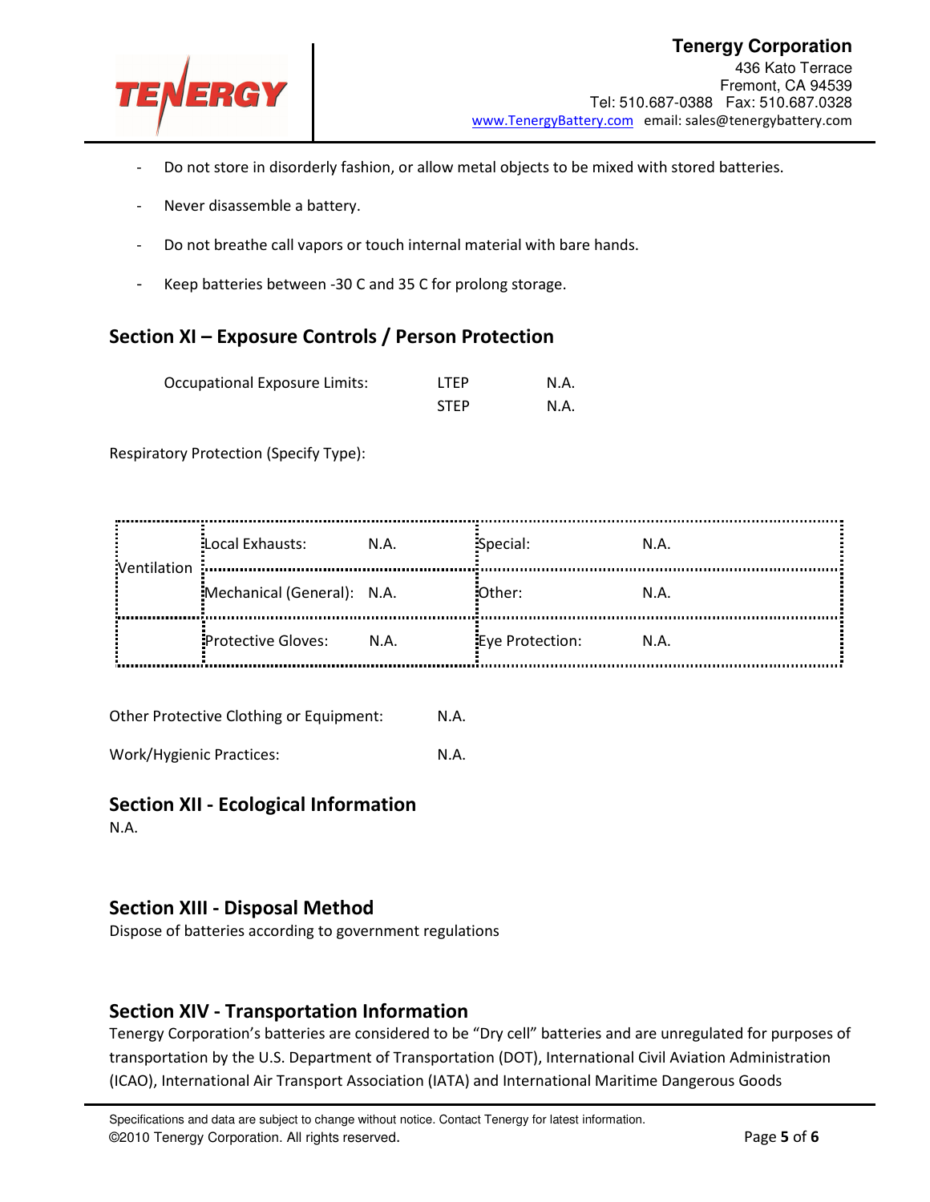- Do not store in disorderly fashion, or allow metal objects to be mixed with stored batteries.
- Never disassemble a battery.
- Do not breathe call vapors or touch internal material with bare hands.
- Keep batteries between -30 C and 35 C for prolong storage.

## Section XI – Exposure Controls / Person Protection

| Occupational Exposure Limits: | LTEP | N.A. |
|---|---|---|
| | STEP | N.A. |

Respiratory Protection (Specify Type):

| | | | | |
|---|---|---|---|---|
| Ventilation | Local Exhausts: | N.A. | Special: | N.A. |
| | Mechanical (General): | N.A. | Other: | N.A. |
| | Protective Gloves: | N.A. | Eye Protection: | N.A. |

Other Protective Clothing or Equipment: N.A.

Work/Hygienic Practices: N.A.

## Section XII - Ecological Information

N.A.

## Section XIII - Disposal Method

Dispose of batteries according to government regulations

## Section XIV - Transportation Information

Tenergy Corporation's batteries are considered to be "Dry cell" batteries and are unregulated for purposes of transportation by the U.S. Department of Transportation (DOT), International Civil Aviation Administration (ICAO), International Air Transport Association (IATA) and International Maritime Dangerous Goods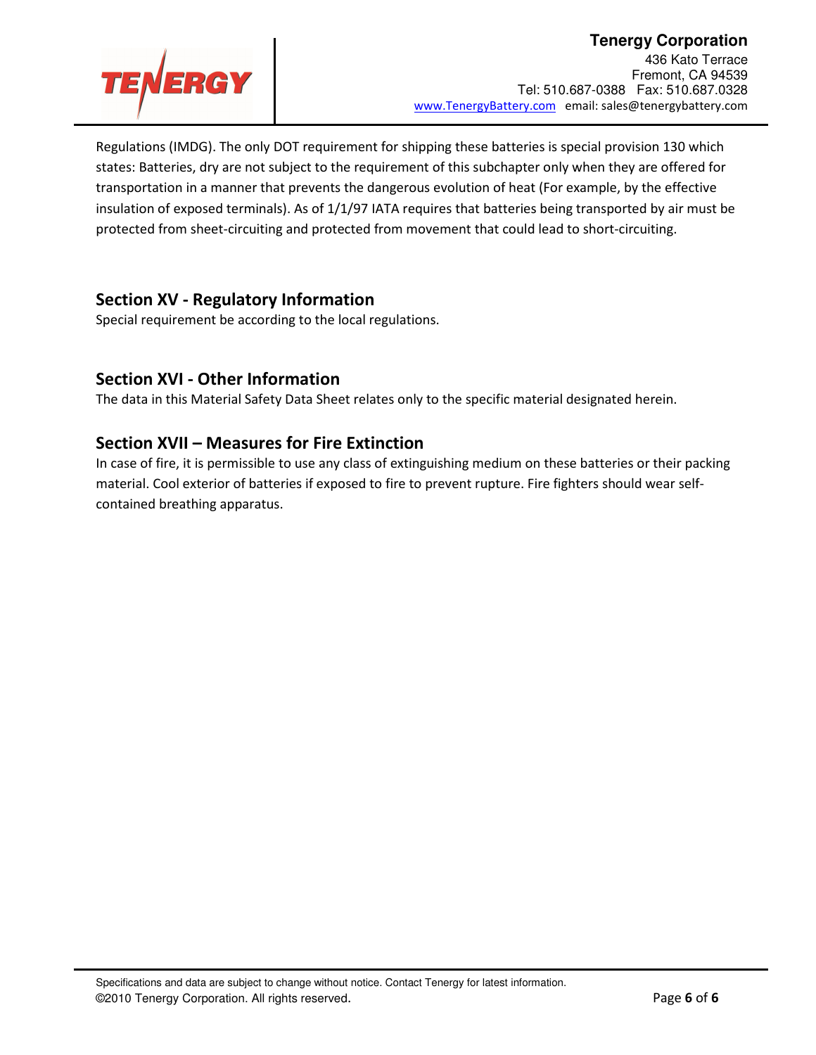Regulations (IMDG). The only DOT requirement for shipping these batteries is special provision 130 which states: Batteries, dry are not subject to the requirement of this subchapter only when they are offered for transportation in a manner that prevents the dangerous evolution of heat (For example, by the effective insulation of exposed terminals). As of 1/1/97 IATA requires that batteries being transported by air must be protected from sheet-circuiting and protected from movement that could lead to short-circuiting.

## Section XV - Regulatory Information

Special requirement be according to the local regulations.

## Section XVI - Other Information

The data in this Material Safety Data Sheet relates only to the specific material designated herein.

## Section XVII – Measures for Fire Extinction

In case of fire, it is permissible to use any class of extinguishing medium on these batteries or their packing material. Cool exterior of batteries if exposed to fire to prevent rupture. Fire fighters should wear self-contained breathing apparatus.